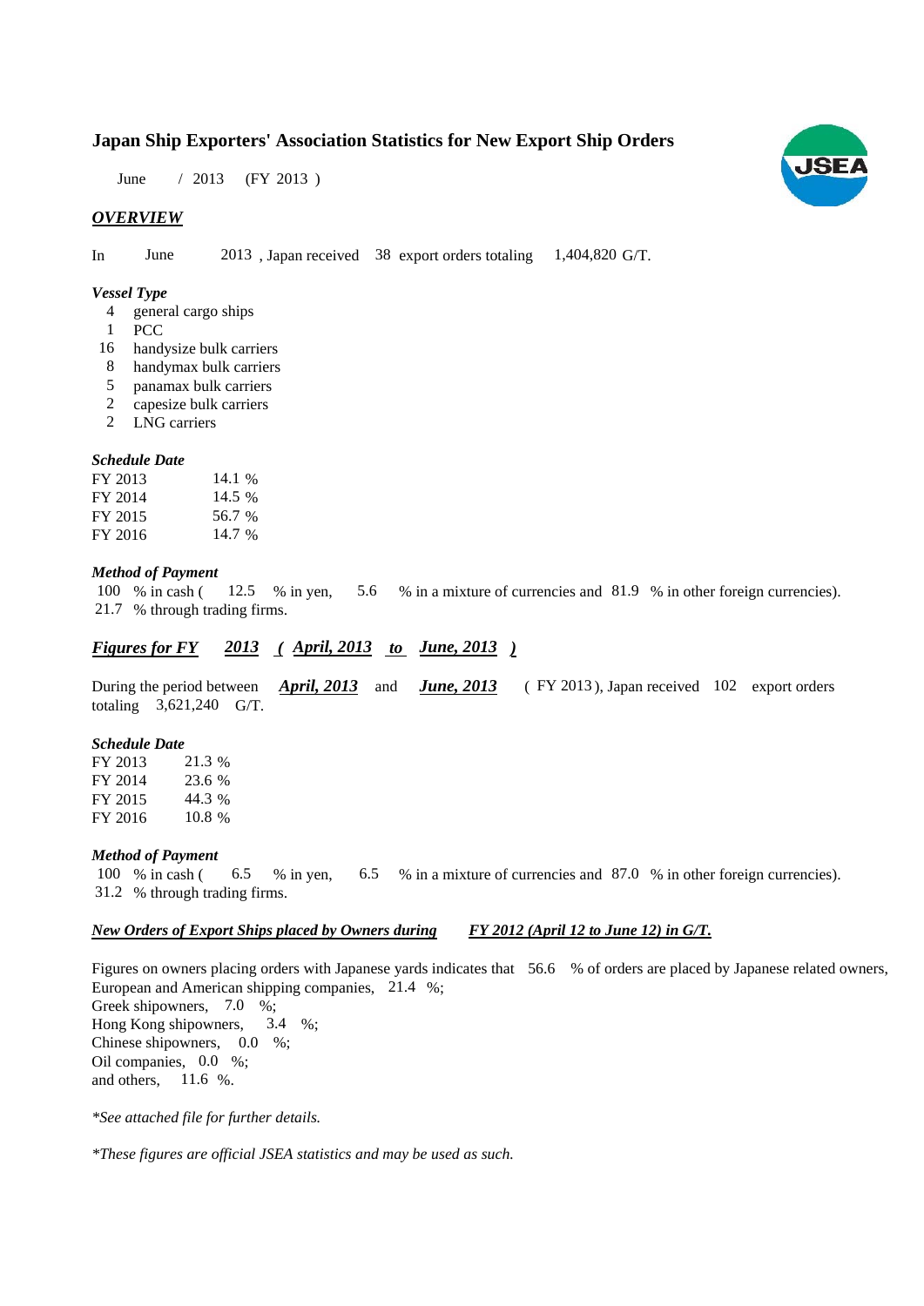# Japan Ship Exporters' Association Statistics for New Export Ship Orders

June / 2013 (FY 2013 )

## *OVERVIEW*

In June 2013 , Japan received 38 export orders totaling 1,404,820 G/T.

### *Vessel Type*

- 4 general cargo ships
- 1 PCC
- 16 handysize bulk carriers
- 8 handymax bulk carriers
- 5 panamax bulk carriers
- 2 capesize bulk carriers
- 2 LNG carriers

### *Schedule Date*

| | |
|---|---|
| FY 2013 | 14.1 % |
| FY 2014 | 14.5 % |
| FY 2015 | 56.7 % |
| FY 2016 | 14.7 % |

### *Method of Payment*

100 % in cash ( 12.5 % in yen, 5.6 % in a mixture of currencies and 81.9 % in other foreign currencies).
21.7 % through trading firms.

## ***Figures for FY 2013 ( April, 2013 to June, 2013 )***

During the period between ***April, 2013*** and ***June, 2013*** ( FY 2013 ), Japan received 102 export orders totaling 3,621,240 G/T.

### *Schedule Date*

| | |
|---|---|
| FY 2013 | 21.3 % |
| FY 2014 | 23.6 % |
| FY 2015 | 44.3 % |
| FY 2016 | 10.8 % |

### *Method of Payment*

100 % in cash ( 6.5 % in yen, 6.5 % in a mixture of currencies and 87.0 % in other foreign currencies).
31.2 % through trading firms.

### *New Orders of Export Ships placed by Owners during FY 2012 (April 12 to June 12) in G/T.*

Figures on owners placing orders with Japanese yards indicates that 56.6 % of orders are placed by Japanese related owners,
European and American shipping companies, 21.4 %;
Greek shipowners, 7.0 %;
Hong Kong shipowners, 3.4 %;
Chinese shipowners, 0.0 %;
Oil companies, 0.0 %;
and others, 11.6 %.

*\*See attached file for further details.*

*\*These figures are official JSEA statistics and may be used as such.*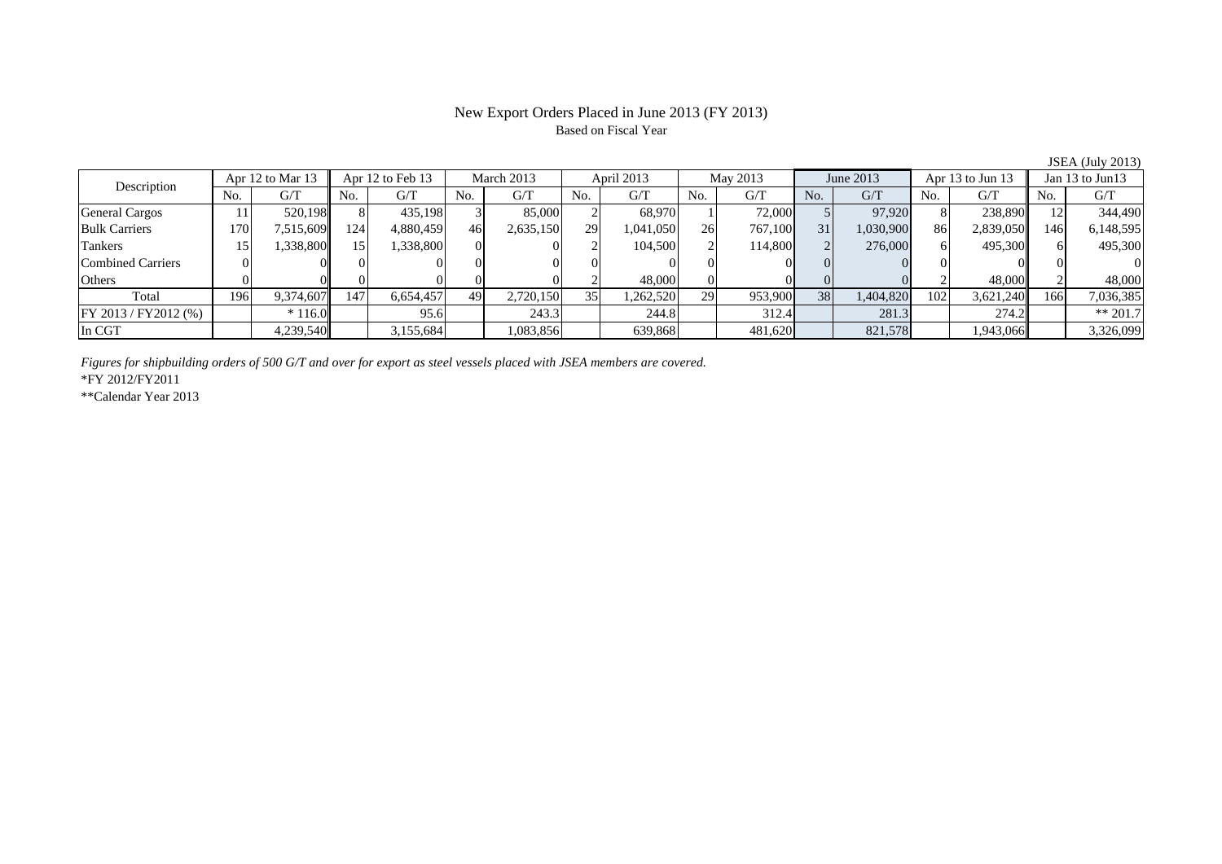# New Export Orders Placed in June 2013 (FY 2013)

Based on Fiscal Year

JSEA (July 2013)

| Description | Apr 12 to Mar 13 | | Apr 12 to Feb 13 | | March 2013 | | April 2013 | | May 2013 | | June 2013 | | Apr 13 to Jun 13 | | Jan 13 to Jun13 | |
|---|---|---|---|---|---|---|---|---|---|---|---|---|---|---|---|---|
| | No. | G/T | No. | G/T | No. | G/T | No. | G/T | No. | G/T | No. | G/T | No. | G/T | No. | G/T |
| General Cargos | 11 | 520,198 | 8 | 435,198 | 3 | 85,000 | 2 | 68,970 | 1 | 72,000 | 5 | 97,920 | 8 | 238,890 | 12 | 344,490 |
| Bulk Carriers | 170 | 7,515,609 | 124 | 4,880,459 | 46 | 2,635,150 | 29 | 1,041,050 | 26 | 767,100 | 31 | 1,030,900 | 86 | 2,839,050 | 146 | 6,148,595 |
| Tankers | 15 | 1,338,800 | 15 | 1,338,800 | 0 | 0 | 2 | 104,500 | 2 | 114,800 | 2 | 276,000 | 6 | 495,300 | 6 | 495,300 |
| Combined Carriers | 0 | 0 | 0 | 0 | 0 | 0 | 0 | 0 | 0 | 0 | 0 | 0 | 0 | 0 | 0 | 0 |
| Others | 0 | 0 | 0 | 0 | 0 | 0 | 2 | 48,000 | 0 | 0 | 0 | 0 | 2 | 48,000 | 2 | 48,000 |
| Total | 196 | 9,374,607 | 147 | 6,654,457 | 49 | 2,720,150 | 35 | 1,262,520 | 29 | 953,900 | 38 | 1,404,820 | 102 | 3,621,240 | 166 | 7,036,385 |
| FY 2013 / FY2012 (%) | | * 116.0 | | 95.6 | | 243.3 | | 244.8 | | 312.4 | | 281.3 | | 274.2 | | ** 201.7 |
| In CGT | | 4,239,540 | | 3,155,684 | | 1,083,856 | | 639,868 | | 481,620 | | 821,578 | | 1,943,066 | | 3,326,099 |

*Figures for shipbuilding orders of 500 G/T and over for export as steel vessels placed with JSEA members are covered.*

*FY 2012/FY2011

**Calendar Year 2013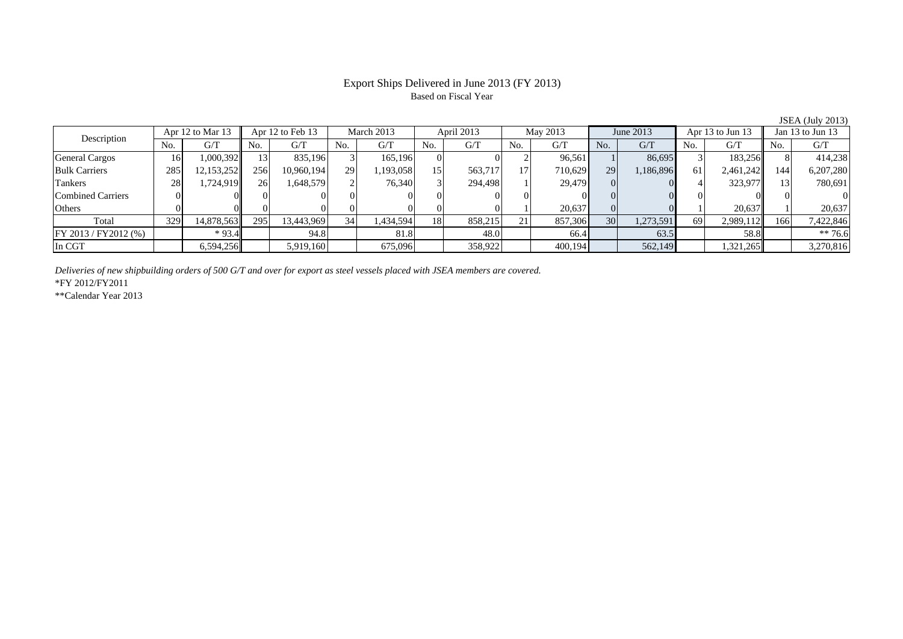# Export Ships Delivered in June 2013 (FY 2013)

Based on Fiscal Year

JSEA (July 2013)

| Description | Apr 12 to Mar 13 | | Apr 12 to Feb 13 | | March 2013 | | April 2013 | | May 2013 | | June 2013 | | Apr 13 to Jun 13 | | Jan 13 to Jun 13 | |
|---|---|---|---|---|---|---|---|---|---|---|---|---|---|---|---|---|
| | No. | G/T | No. | G/T | No. | G/T | No. | G/T | No. | G/T | No. | G/T | No. | G/T | No. | G/T |
| General Cargos | 16 | 1,000,392 | 13 | 835,196 | 3 | 165,196 | 0 | 0 | 2 | 96,561 | 1 | 86,695 | 3 | 183,256 | 8 | 414,238 |
| Bulk Carriers | 285 | 12,153,252 | 256 | 10,960,194 | 29 | 1,193,058 | 15 | 563,717 | 17 | 710,629 | 29 | 1,186,896 | 61 | 2,461,242 | 144 | 6,207,280 |
| Tankers | 28 | 1,724,919 | 26 | 1,648,579 | 2 | 76,340 | 3 | 294,498 | 1 | 29,479 | 0 | 0 | 4 | 323,977 | 13 | 780,691 |
| Combined Carriers | 0 | 0 | 0 | 0 | 0 | 0 | 0 | 0 | 0 | 0 | 0 | 0 | 0 | 0 | 0 | 0 |
| Others | 0 | 0 | 0 | 0 | 0 | 0 | 0 | 0 | 1 | 20,637 | 0 | 0 | 1 | 20,637 | 1 | 20,637 |
| Total | 329 | 14,878,563 | 295 | 13,443,969 | 34 | 1,434,594 | 18 | 858,215 | 21 | 857,306 | 30 | 1,273,591 | 69 | 2,989,112 | 166 | 7,422,846 |
| FY 2013 / FY2012 (%) | | * 93.4 | | 94.8 | | 81.8 | | 48.0 | | 66.4 | | 63.5 | | 58.8 | | ** 76.6 |
| In CGT | | 6,594,256 | | 5,919,160 | | 675,096 | | 358,922 | | 400,194 | | 562,149 | | 1,321,265 | | 3,270,816 |

*Deliveries of new shipbuilding orders of 500 G/T and over for export as steel vessels placed with JSEA members are covered.*

*FY 2012/FY2011

**Calendar Year 2013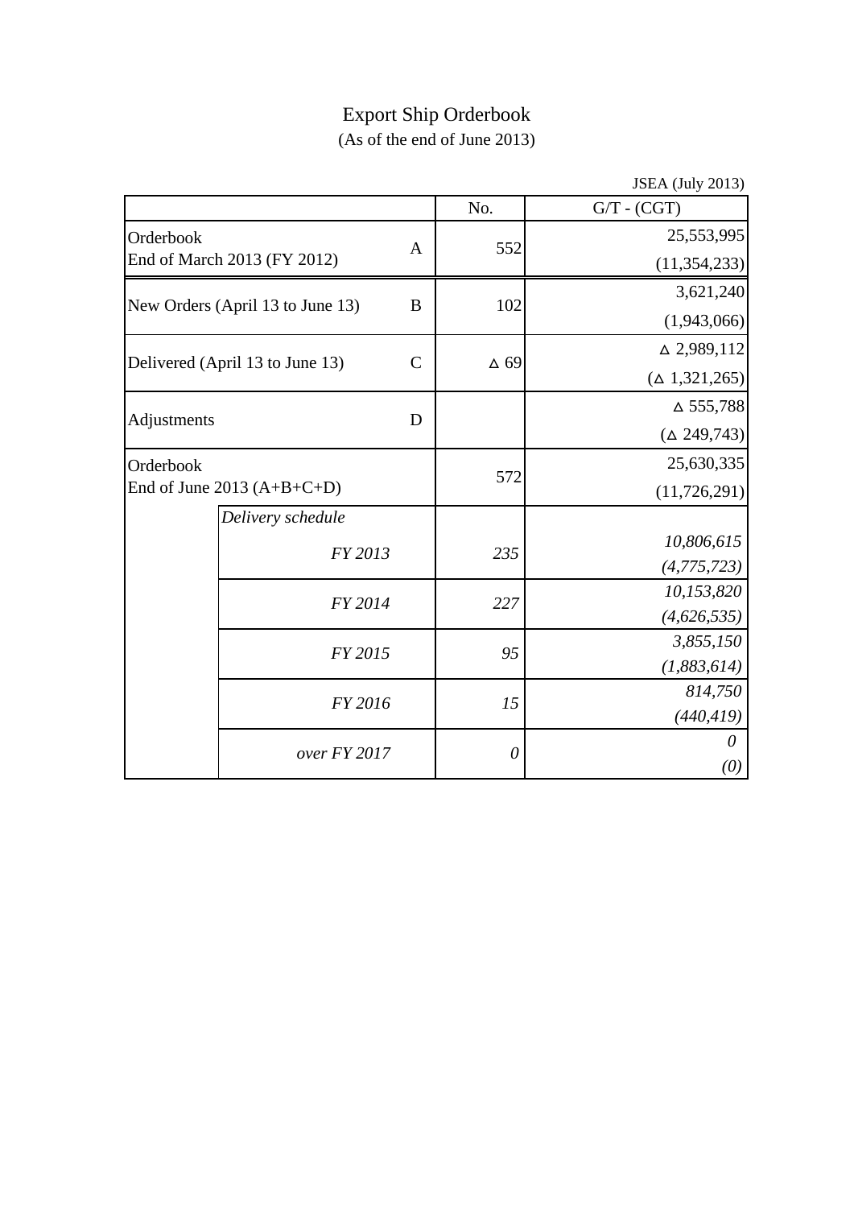# Export Ship Orderbook

(As of the end of June 2013)

JSEA (July 2013)

| | | | No. | G/T - (CGT) |
|---|---|---|---|---|
| Orderbook<br>End of March 2013 (FY 2012) | | A | 552 | 25,553,995<br>(11,354,233) |
| New Orders (April 13 to June 13) | | B | 102 | 3,621,240<br>(1,943,066) |
| Delivered (April 13 to June 13) | | C | △ 69 | △ 2,989,112<br>(△ 1,321,265) |
| Adjustments | | D | | △ 555,788<br>(△ 249,743) |
| Orderbook<br>End of June 2013 (A+B+C+D) | | | 572 | 25,630,335<br>(11,726,291) |
| | *Delivery schedule* | | | |
| | *FY 2013* | | *235* | *10,806,615*<br>*(4,775,723)* |
| | *FY 2014* | | *227* | *10,153,820*<br>*(4,626,535)* |
| | *FY 2015* | | *95* | *3,855,150*<br>*(1,883,614)* |
| | *FY 2016* | | *15* | *814,750*<br>*(440,419)* |
| | *over FY 2017* | | *0* | *0*<br>*(0)* |